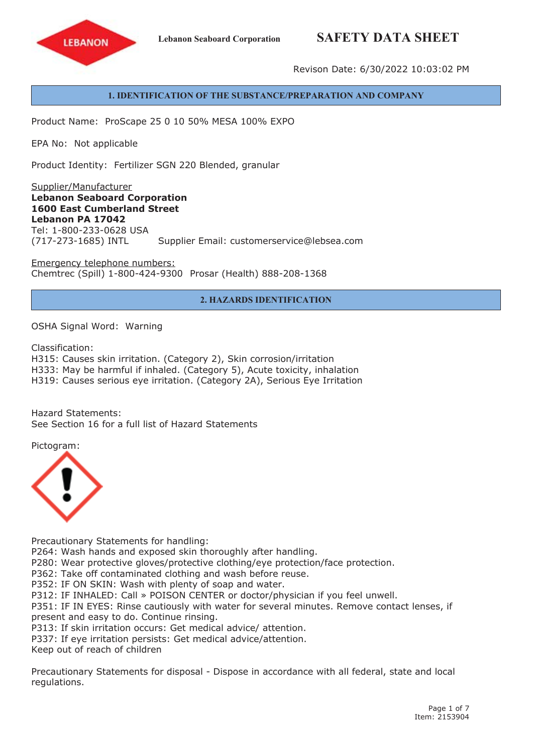Lebanon Seaboard Corporation

# SAFETY DATA SHEET

Revison Date: 6/30/2022 10:03:02 PM

## 1. IDENTIFICATION OF THE SUBSTANCE/PREPARATION AND COMPANY

Product Name: ProScape 25 0 10 50% MESA 100% EXPO

EPA No: Not applicable

Product Identity: Fertilizer SGN 220 Blended, granular

Supplier/Manufacturer
**Lebanon Seaboard Corporation**
**1600 East Cumberland Street**
**Lebanon PA 17042**
Tel: 1-800-233-0628 USA
(717-273-1685) INTL Supplier Email: customerservice@lebsea.com

Emergency telephone numbers:
Chemtrec (Spill) 1-800-424-9300 Prosar (Health) 888-208-1368

## 2. HAZARDS IDENTIFICATION

OSHA Signal Word: Warning

Classification:
H315: Causes skin irritation. (Category 2), Skin corrosion/irritation
H333: May be harmful if inhaled. (Category 5), Acute toxicity, inhalation
H319: Causes serious eye irritation. (Category 2A), Serious Eye Irritation

Hazard Statements:
See Section 16 for a full list of Hazard Statements

Pictogram:

Precautionary Statements for handling:
P264: Wash hands and exposed skin thoroughly after handling.
P280: Wear protective gloves/protective clothing/eye protection/face protection.
P362: Take off contaminated clothing and wash before reuse.
P352: IF ON SKIN: Wash with plenty of soap and water.
P312: IF INHALED: Call » POISON CENTER or doctor/physician if you feel unwell.
P351: IF IN EYES: Rinse cautiously with water for several minutes. Remove contact lenses, if present and easy to do. Continue rinsing.
P313: If skin irritation occurs: Get medical advice/ attention.
P337: If eye irritation persists: Get medical advice/attention.
Keep out of reach of children

Precautionary Statements for disposal - Dispose in accordance with all federal, state and local regulations.

Item: 2153904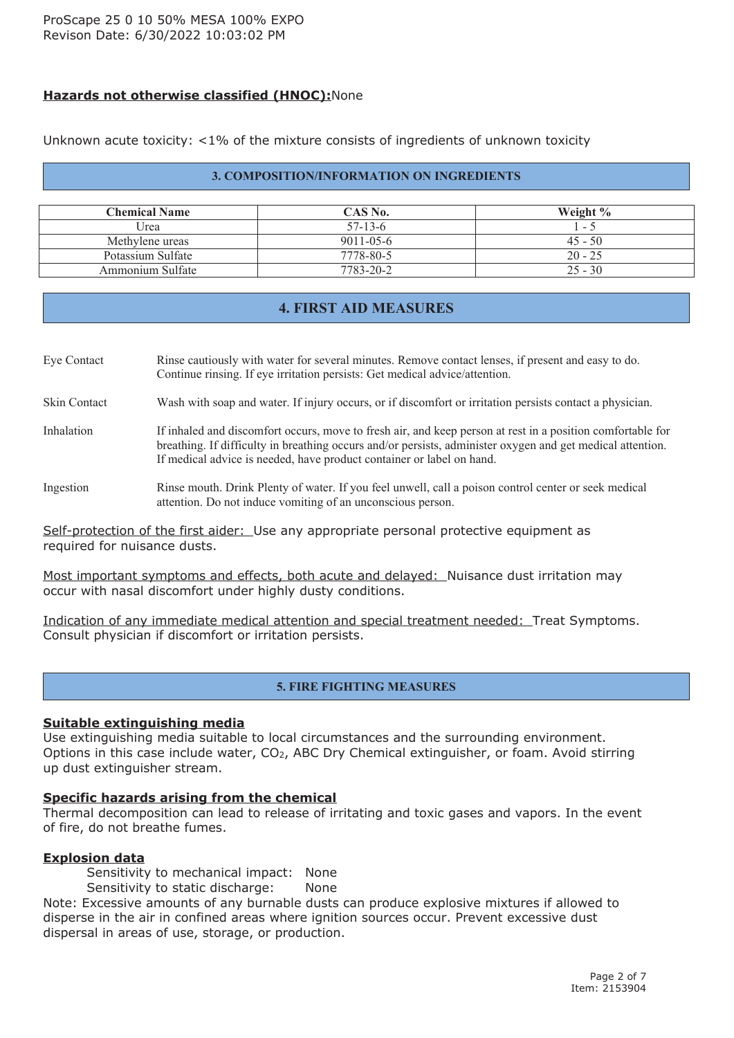**Hazards not otherwise classified (HNOC):** None

Unknown acute toxicity: <1% of the mixture consists of ingredients of unknown toxicity

## 3. COMPOSITION/INFORMATION ON INGREDIENTS

| Chemical Name | CAS No. | Weight % |
|---|---|---|
| Urea | 57-13-6 | 1 - 5 |
| Methylene ureas | 9011-05-6 | 45 - 50 |
| Potassium Sulfate | 7778-80-5 | 20 - 25 |
| Ammonium Sulfate | 7783-20-2 | 25 - 30 |

## 4. FIRST AID MEASURES

Eye Contact: Rinse cautiously with water for several minutes. Remove contact lenses, if present and easy to do. Continue rinsing. If eye irritation persists: Get medical advice/attention.

Skin Contact: Wash with soap and water. If injury occurs, or if discomfort or irritation persists contact a physician.

Inhalation: If inhaled and discomfort occurs, move to fresh air, and keep person at rest in a position comfortable for breathing. If difficulty in breathing occurs and/or persists, administer oxygen and get medical attention. If medical advice is needed, have product container or label on hand.

Ingestion: Rinse mouth. Drink Plenty of water. If you feel unwell, call a poison control center or seek medical attention. Do not induce vomiting of an unconscious person.

Self-protection of the first aider: Use any appropriate personal protective equipment as required for nuisance dusts.

Most important symptoms and effects, both acute and delayed: Nuisance dust irritation may occur with nasal discomfort under highly dusty conditions.

Indication of any immediate medical attention and special treatment needed: Treat Symptoms. Consult physician if discomfort or irritation persists.

## 5. FIRE FIGHTING MEASURES

**Suitable extinguishing media**

Use extinguishing media suitable to local circumstances and the surrounding environment. Options in this case include water, $CO_2$, ABC Dry Chemical extinguisher, or foam. Avoid stirring up dust extinguisher stream.

**Specific hazards arising from the chemical**

Thermal decomposition can lead to release of irritating and toxic gases and vapors. In the event of fire, do not breathe fumes.

**Explosion data**

Sensitivity to mechanical impact: None
Sensitivity to static discharge: None

Note: Excessive amounts of any burnable dusts can produce explosive mixtures if allowed to disperse in the air in confined areas where ignition sources occur. Prevent excessive dust dispersal in areas of use, storage, or production.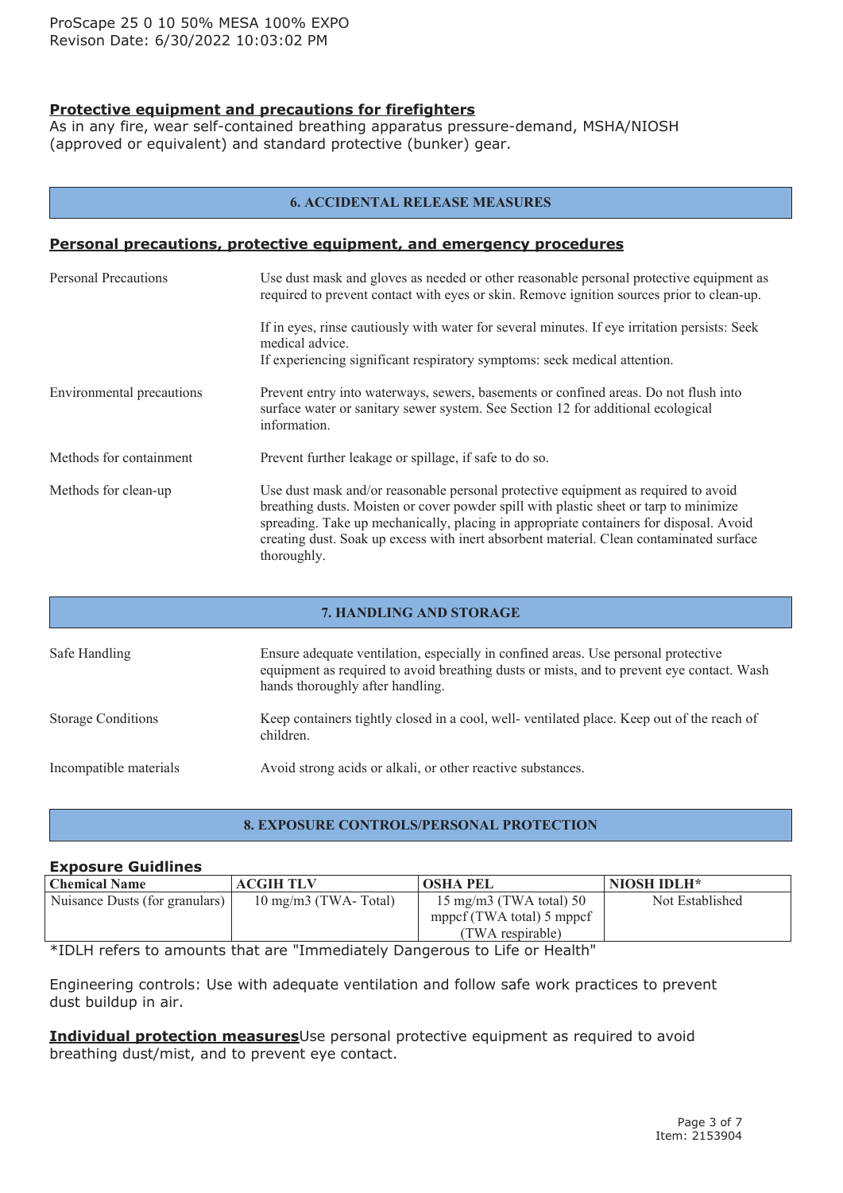### Protective equipment and precautions for firefighters

As in any fire, wear self-contained breathing apparatus pressure-demand, MSHA/NIOSH (approved or equivalent) and standard protective (bunker) gear.

## 6. ACCIDENTAL RELEASE MEASURES

### Personal precautions, protective equipment, and emergency procedures

| | |
|---|---|
| Personal Precautions | Use dust mask and gloves as needed or other reasonable personal protective equipment as required to prevent contact with eyes or skin. Remove ignition sources prior to clean-up.<br><br>If in eyes, rinse cautiously with water for several minutes. If eye irritation persists: Seek medical advice.<br>If experiencing significant respiratory symptoms: seek medical attention. |
| Environmental precautions | Prevent entry into waterways, sewers, basements or confined areas. Do not flush into surface water or sanitary sewer system. See Section 12 for additional ecological information. |
| Methods for containment | Prevent further leakage or spillage, if safe to do so. |
| Methods for clean-up | Use dust mask and/or reasonable personal protective equipment as required to avoid breathing dusts. Moisten or cover powder spill with plastic sheet or tarp to minimize spreading. Take up mechanically, placing in appropriate containers for disposal. Avoid creating dust. Soak up excess with inert absorbent material. Clean contaminated surface thoroughly. |

## 7. HANDLING AND STORAGE

| | |
|---|---|
| Safe Handling | Ensure adequate ventilation, especially in confined areas. Use personal protective equipment as required to avoid breathing dusts or mists, and to prevent eye contact. Wash hands thoroughly after handling. |
| Storage Conditions | Keep containers tightly closed in a cool, well- ventilated place. Keep out of the reach of children. |
| Incompatible materials | Avoid strong acids or alkali, or other reactive substances. |

## 8. EXPOSURE CONTROLS/PERSONAL PROTECTION

### Exposure Guidlines

| Chemical Name | ACGIH TLV | OSHA PEL | NIOSH IDLH* |
|---|---|---|---|
| Nuisance Dusts (for granulars) | 10 mg/m3 (TWA- Total) | 15 mg/m3 (TWA total) 50 mppcf (TWA total) 5 mppcf (TWA respirable) | Not Established |

*IDLH refers to amounts that are "Immediately Dangerous to Life or Health"

Engineering controls: Use with adequate ventilation and follow safe work practices to prevent dust buildup in air.

**Individual protection measures**Use personal protective equipment as required to avoid breathing dust/mist, and to prevent eye contact.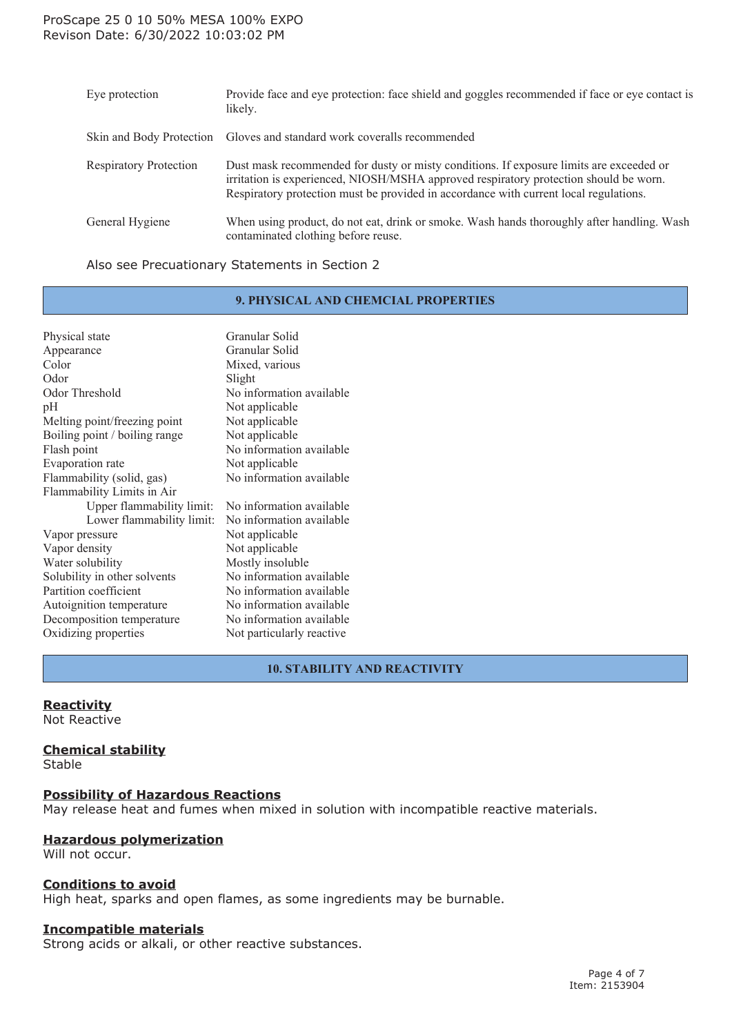| | |
|---|---|
| Eye protection | Provide face and eye protection: face shield and goggles recommended if face or eye contact is likely. |
| Skin and Body Protection | Gloves and standard work coveralls recommended |
| Respiratory Protection | Dust mask recommended for dusty or misty conditions. If exposure limits are exceeded or irritation is experienced, NIOSH/MSHA approved respiratory protection should be worn. Respiratory protection must be provided in accordance with current local regulations. |
| General Hygiene | When using product, do not eat, drink or smoke. Wash hands thoroughly after handling. Wash contaminated clothing before reuse. |

Also see Precuationary Statements in Section 2

## 9. PHYSICAL AND CHEMCIAL PROPERTIES

| | |
|---|---|
| Physical state | Granular Solid |
| Appearance | Granular Solid |
| Color | Mixed, various |
| Odor | Slight |
| Odor Threshold | No information available |
| pH | Not applicable |
| Melting point/freezing point | Not applicable |
| Boiling point / boiling range | Not applicable |
| Flash point | No information available |
| Evaporation rate | Not applicable |
| Flammability (solid, gas) | No information available |
| Flammability Limits in Air | |
| Upper flammability limit: | No information available |
| Lower flammability limit: | No information available |
| Vapor pressure | Not applicable |
| Vapor density | Not applicable |
| Water solubility | Mostly insoluble |
| Solubility in other solvents | No information available |
| Partition coefficient | No information available |
| Autoignition temperature | No information available |
| Decomposition temperature | No information available |
| Oxidizing properties | Not particularly reactive |

## 10. STABILITY AND REACTIVITY

**Reactivity**
Not Reactive

**Chemical stability**
Stable

**Possibility of Hazardous Reactions**
May release heat and fumes when mixed in solution with incompatible reactive materials.

**Hazardous polymerization**
Will not occur.

**Conditions to avoid**
High heat, sparks and open flames, as some ingredients may be burnable.

**Incompatible materials**
Strong acids or alkali, or other reactive substances.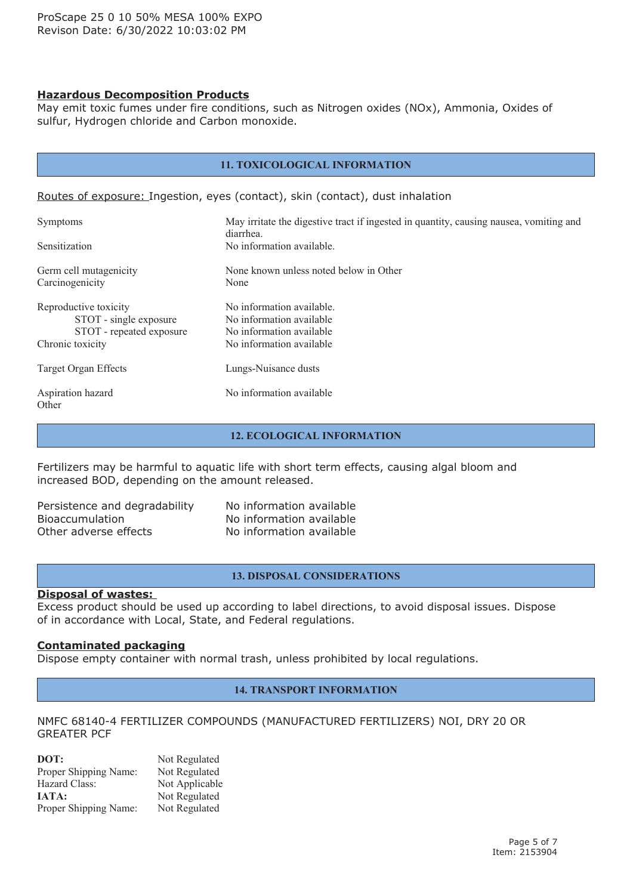### Hazardous Decomposition Products

May emit toxic fumes under fire conditions, such as Nitrogen oxides (NOx), Ammonia, Oxides of sulfur, Hydrogen chloride and Carbon monoxide.

## 11. TOXICOLOGICAL INFORMATION

Routes of exposure: Ingestion, eyes (contact), skin (contact), dust inhalation

| | |
|---|---|
| Symptoms | May irritate the digestive tract if ingested in quantity, causing nausea, vomiting and diarrhea. |
| Sensitization | No information available. |
| Germ cell mutagenicity | None known unless noted below in Other |
| Carcinogenicity | None |
| Reproductive toxicity | No information available. |
| STOT - single exposure | No information available |
| STOT - repeated exposure | No information available |
| Chronic toxicity | No information available |
| Target Organ Effects | Lungs-Nuisance dusts |
| Aspiration hazard | No information available |
| Other | |

## 12. ECOLOGICAL INFORMATION

Fertilizers may be harmful to aquatic life with short term effects, causing algal bloom and increased BOD, depending on the amount released.

| | |
|---|---|
| Persistence and degradability | No information available |
| Bioaccumulation | No information available |
| Other adverse effects | No information available |

## 13. DISPOSAL CONSIDERATIONS

### Disposal of wastes:

Excess product should be used up according to label directions, to avoid disposal issues. Dispose of in accordance with Local, State, and Federal regulations.

### Contaminated packaging

Dispose empty container with normal trash, unless prohibited by local regulations.

## 14. TRANSPORT INFORMATION

NMFC 68140-4 FERTILIZER COMPOUNDS (MANUFACTURED FERTILIZERS) NOI, DRY 20 OR GREATER PCF

| | |
|---|---|
| **DOT:** | Not Regulated |
| Proper Shipping Name: | Not Regulated |
| Hazard Class: | Not Applicable |
| **IATA:** | Not Regulated |
| Proper Shipping Name: | Not Regulated |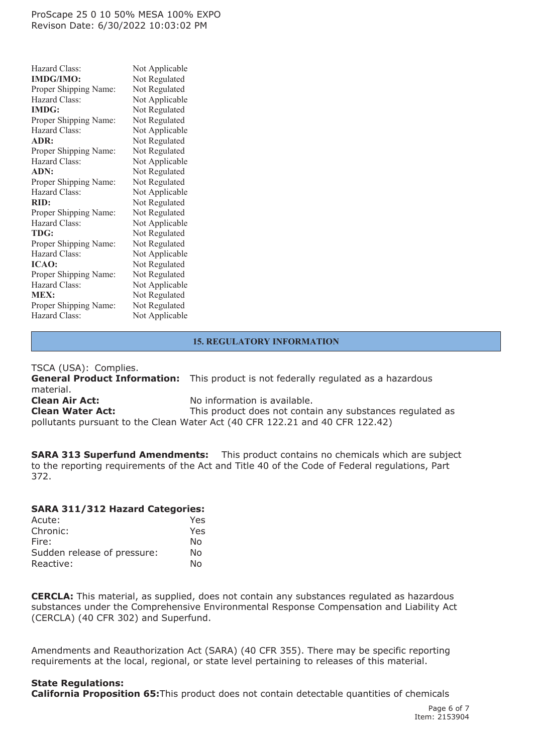| | |
|---|---|
| Hazard Class: | Not Applicable |
| **IMDG/IMO:** | Not Regulated |
| Proper Shipping Name: | Not Regulated |
| Hazard Class: | Not Applicable |
| **IMDG:** | Not Regulated |
| Proper Shipping Name: | Not Regulated |
| Hazard Class: | Not Applicable |
| **ADR:** | Not Regulated |
| Proper Shipping Name: | Not Regulated |
| Hazard Class: | Not Applicable |
| **ADN:** | Not Regulated |
| Proper Shipping Name: | Not Regulated |
| Hazard Class: | Not Applicable |
| **RID:** | Not Regulated |
| Proper Shipping Name: | Not Regulated |
| Hazard Class: | Not Applicable |
| **TDG:** | Not Regulated |
| Proper Shipping Name: | Not Regulated |
| Hazard Class: | Not Applicable |
| **ICAO:** | Not Regulated |
| Proper Shipping Name: | Not Regulated |
| Hazard Class: | Not Applicable |
| **MEX:** | Not Regulated |
| Proper Shipping Name: | Not Regulated |
| Hazard Class: | Not Applicable |

## 15. REGULATORY INFORMATION

TSCA (USA): Complies.

**General Product Information:** This product is not federally regulated as a hazardous material.

**Clean Air Act:** No information is available.

**Clean Water Act:** This product does not contain any substances regulated as pollutants pursuant to the Clean Water Act (40 CFR 122.21 and 40 CFR 122.42)

**SARA 313 Superfund Amendments:** This product contains no chemicals which are subject to the reporting requirements of the Act and Title 40 of the Code of Federal regulations, Part 372.

**SARA 311/312 Hazard Categories:**

| | |
|---|---|
| Acute: | Yes |
| Chronic: | Yes |
| Fire: | No |
| Sudden release of pressure: | No |
| Reactive: | No |

**CERCLA:** This material, as supplied, does not contain any substances regulated as hazardous substances under the Comprehensive Environmental Response Compensation and Liability Act (CERCLA) (40 CFR 302) and Superfund.

Amendments and Reauthorization Act (SARA) (40 CFR 355). There may be specific reporting requirements at the local, regional, or state level pertaining to releases of this material.

**State Regulations:**

**California Proposition 65:** This product does not contain detectable quantities of chemicals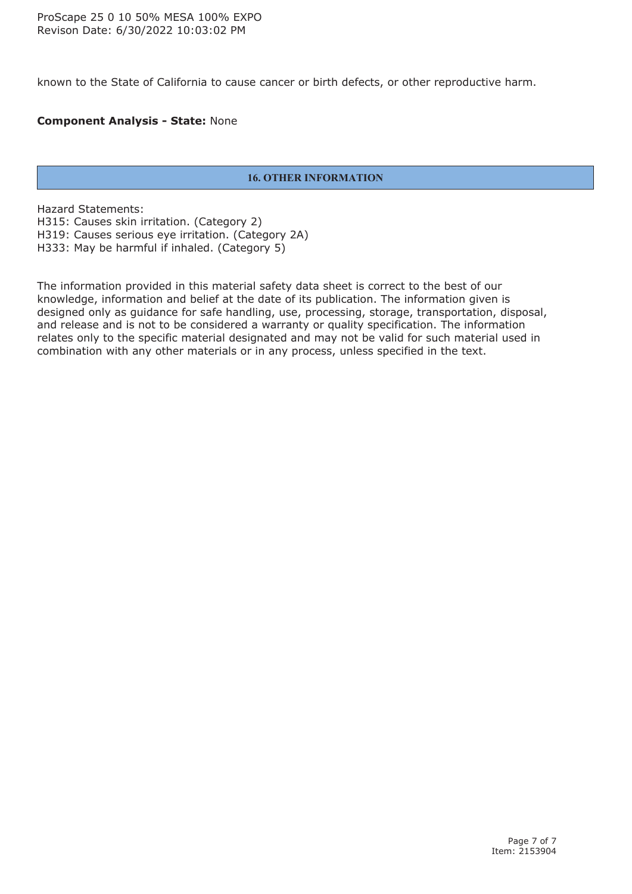known to the State of California to cause cancer or birth defects, or other reproductive harm.

**Component Analysis - State:** None

## 16. OTHER INFORMATION

Hazard Statements:
H315: Causes skin irritation. (Category 2)
H319: Causes serious eye irritation. (Category 2A)
H333: May be harmful if inhaled. (Category 5)

The information provided in this material safety data sheet is correct to the best of our knowledge, information and belief at the date of its publication. The information given is designed only as guidance for safe handling, use, processing, storage, transportation, disposal, and release and is not to be considered a warranty or quality specification. The information relates only to the specific material designated and may not be valid for such material used in combination with any other materials or in any process, unless specified in the text.